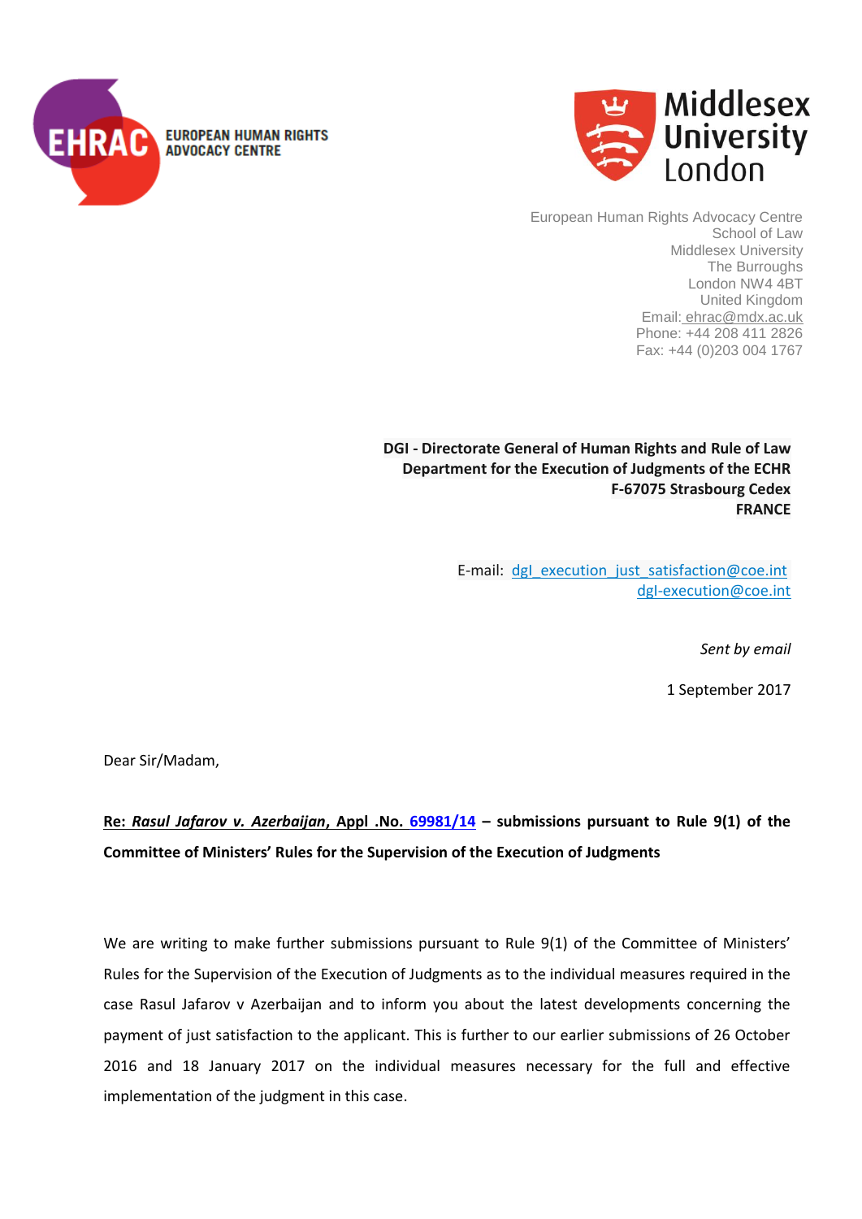EUROPEAN HUMAN RIGHTS ADVOCACY CENTRE

Middlesex University London

European Human Rights Advocacy Centre
School of Law
Middlesex University
The Burroughs
London NW4 4BT
United Kingdom
Email: ehrac@mdx.ac.uk
Phone: +44 208 411 2826
Fax: +44 (0)203 004 1767

**DGI - Directorate General of Human Rights and Rule of Law**
**Department for the Execution of Judgments of the ECHR**
**F-67075 Strasbourg Cedex**
**FRANCE**

E-mail: dgI_execution_just_satisfaction@coe.int
dgI-execution@coe.int

*Sent by email*

1 September 2017

Dear Sir/Madam,

**Re: *Rasul Jafarov v. Azerbaijan*, Appl .No. 69981/14 – submissions pursuant to Rule 9(1) of the Committee of Ministers' Rules for the Supervision of the Execution of Judgments**

We are writing to make further submissions pursuant to Rule 9(1) of the Committee of Ministers' Rules for the Supervision of the Execution of Judgments as to the individual measures required in the case Rasul Jafarov v Azerbaijan and to inform you about the latest developments concerning the payment of just satisfaction to the applicant. This is further to our earlier submissions of 26 October 2016 and 18 January 2017 on the individual measures necessary for the full and effective implementation of the judgment in this case.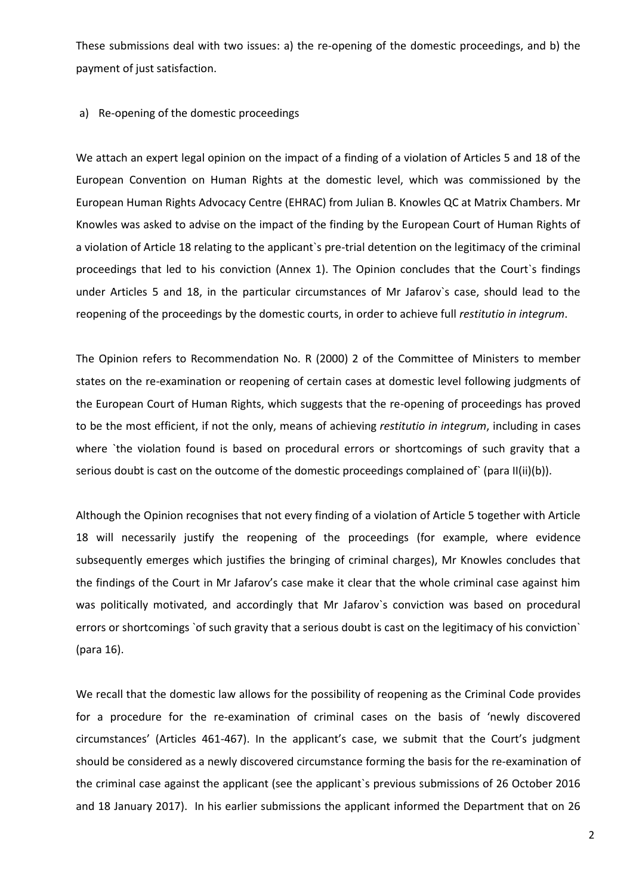These submissions deal with two issues: a) the re-opening of the domestic proceedings, and b) the payment of just satisfaction.

a) Re-opening of the domestic proceedings

We attach an expert legal opinion on the impact of a finding of a violation of Articles 5 and 18 of the European Convention on Human Rights at the domestic level, which was commissioned by the European Human Rights Advocacy Centre (EHRAC) from Julian B. Knowles QC at Matrix Chambers. Mr Knowles was asked to advise on the impact of the finding by the European Court of Human Rights of a violation of Article 18 relating to the applicant`s pre-trial detention on the legitimacy of the criminal proceedings that led to his conviction (Annex 1). The Opinion concludes that the Court`s findings under Articles 5 and 18, in the particular circumstances of Mr Jafarov`s case, should lead to the reopening of the proceedings by the domestic courts, in order to achieve full *restitutio in integrum*.

The Opinion refers to Recommendation No. R (2000) 2 of the Committee of Ministers to member states on the re-examination or reopening of certain cases at domestic level following judgments of the European Court of Human Rights, which suggests that the re-opening of proceedings has proved to be the most efficient, if not the only, means of achieving *restitutio in integrum*, including in cases where `the violation found is based on procedural errors or shortcomings of such gravity that a serious doubt is cast on the outcome of the domestic proceedings complained of` (para II(ii)(b)).

Although the Opinion recognises that not every finding of a violation of Article 5 together with Article 18 will necessarily justify the reopening of the proceedings (for example, where evidence subsequently emerges which justifies the bringing of criminal charges), Mr Knowles concludes that the findings of the Court in Mr Jafarov's case make it clear that the whole criminal case against him was politically motivated, and accordingly that Mr Jafarov`s conviction was based on procedural errors or shortcomings `of such gravity that a serious doubt is cast on the legitimacy of his conviction` (para 16).

We recall that the domestic law allows for the possibility of reopening as the Criminal Code provides for a procedure for the re-examination of criminal cases on the basis of 'newly discovered circumstances' (Articles 461-467). In the applicant's case, we submit that the Court's judgment should be considered as a newly discovered circumstance forming the basis for the re-examination of the criminal case against the applicant (see the applicant`s previous submissions of 26 October 2016 and 18 January 2017). In his earlier submissions the applicant informed the Department that on 26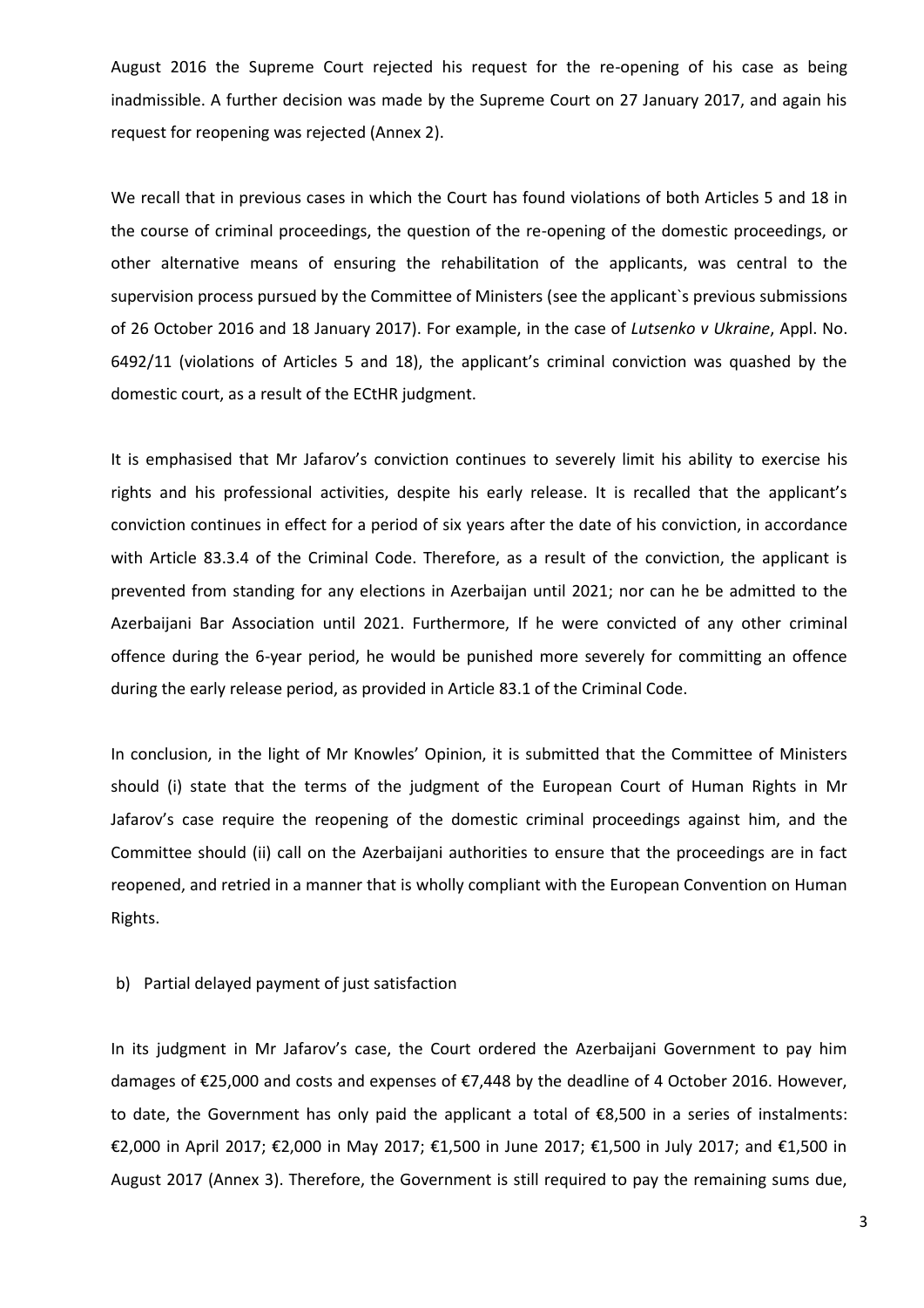August 2016 the Supreme Court rejected his request for the re-opening of his case as being inadmissible. A further decision was made by the Supreme Court on 27 January 2017, and again his request for reopening was rejected (Annex 2).

We recall that in previous cases in which the Court has found violations of both Articles 5 and 18 in the course of criminal proceedings, the question of the re-opening of the domestic proceedings, or other alternative means of ensuring the rehabilitation of the applicants, was central to the supervision process pursued by the Committee of Ministers (see the applicant`s previous submissions of 26 October 2016 and 18 January 2017). For example, in the case of *Lutsenko v Ukraine*, Appl. No. 6492/11 (violations of Articles 5 and 18), the applicant's criminal conviction was quashed by the domestic court, as a result of the ECtHR judgment.

It is emphasised that Mr Jafarov's conviction continues to severely limit his ability to exercise his rights and his professional activities, despite his early release. It is recalled that the applicant's conviction continues in effect for a period of six years after the date of his conviction, in accordance with Article 83.3.4 of the Criminal Code. Therefore, as a result of the conviction, the applicant is prevented from standing for any elections in Azerbaijan until 2021; nor can he be admitted to the Azerbaijani Bar Association until 2021. Furthermore, If he were convicted of any other criminal offence during the 6-year period, he would be punished more severely for committing an offence during the early release period, as provided in Article 83.1 of the Criminal Code.

In conclusion, in the light of Mr Knowles' Opinion, it is submitted that the Committee of Ministers should (i) state that the terms of the judgment of the European Court of Human Rights in Mr Jafarov's case require the reopening of the domestic criminal proceedings against him, and the Committee should (ii) call on the Azerbaijani authorities to ensure that the proceedings are in fact reopened, and retried in a manner that is wholly compliant with the European Convention on Human Rights.

b) Partial delayed payment of just satisfaction

In its judgment in Mr Jafarov's case, the Court ordered the Azerbaijani Government to pay him damages of €25,000 and costs and expenses of €7,448 by the deadline of 4 October 2016. However, to date, the Government has only paid the applicant a total of €8,500 in a series of instalments: €2,000 in April 2017; €2,000 in May 2017; €1,500 in June 2017; €1,500 in July 2017; and €1,500 in August 2017 (Annex 3). Therefore, the Government is still required to pay the remaining sums due,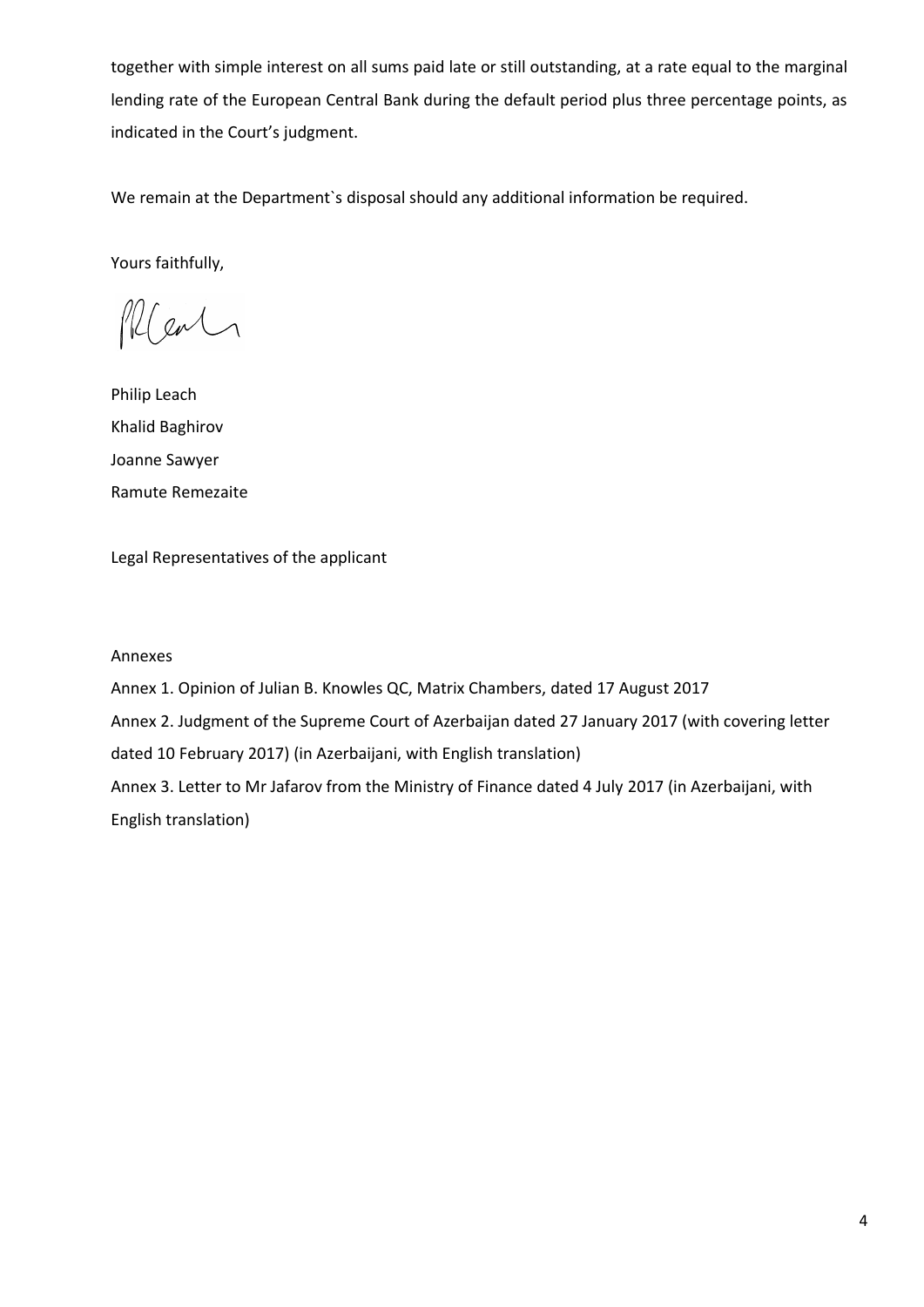together with simple interest on all sums paid late or still outstanding, at a rate equal to the marginal lending rate of the European Central Bank during the default period plus three percentage points, as indicated in the Court's judgment.

We remain at the Department`s disposal should any additional information be required.

Yours faithfully,

Philip Leach
Khalid Baghirov
Joanne Sawyer
Ramute Remezaite

Legal Representatives of the applicant

Annexes

Annex 1. Opinion of Julian B. Knowles QC, Matrix Chambers, dated 17 August 2017

Annex 2. Judgment of the Supreme Court of Azerbaijan dated 27 January 2017 (with covering letter dated 10 February 2017) (in Azerbaijani, with English translation)

Annex 3. Letter to Mr Jafarov from the Ministry of Finance dated 4 July 2017 (in Azerbaijani, with English translation)